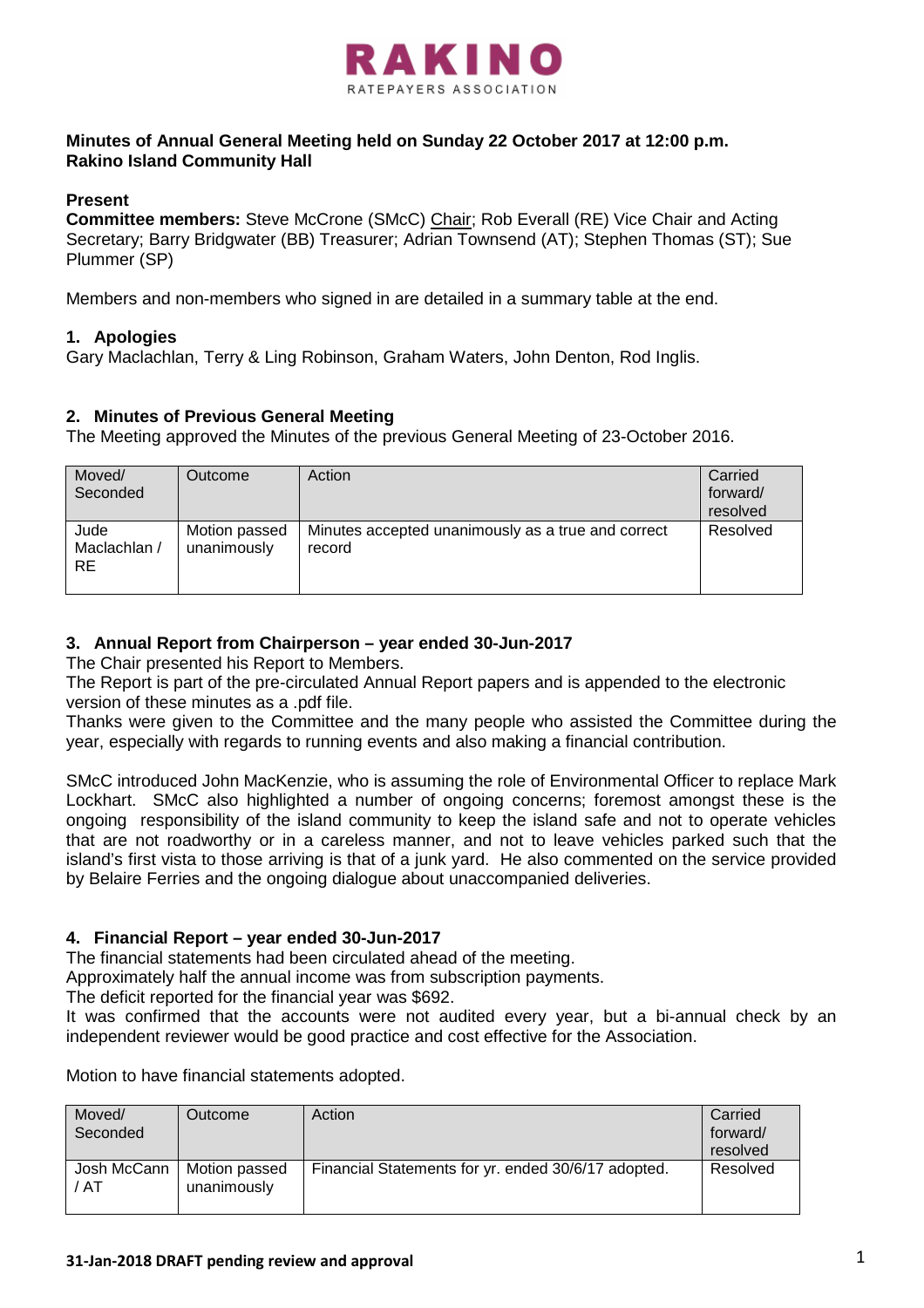# RAKINO

RATEPAYERS ASSOCIATION

**Minutes of Annual General Meeting held on Sunday 22 October 2017 at 12:00 p.m.**
**Rakino Island Community Hall**

**Present**

**Committee members:** Steve McCrone (SMcC) Chair; Rob Everall (RE) Vice Chair and Acting Secretary; Barry Bridgwater (BB) Treasurer; Adrian Townsend (AT); Stephen Thomas (ST); Sue Plummer (SP)

Members and non-members who signed in are detailed in a summary table at the end.

## 1. Apologies

Gary Maclachlan, Terry & Ling Robinson, Graham Waters, John Denton, Rod Inglis.

## 2. Minutes of Previous General Meeting

The Meeting approved the Minutes of the previous General Meeting of 23-October 2016.

| Moved/ Seconded | Outcome | Action | Carried forward/ resolved |
|---|---|---|---|
| Jude Maclachlan / RE | Motion passed unanimously | Minutes accepted unanimously as a true and correct record | Resolved |

## 3. Annual Report from Chairperson – year ended 30-Jun-2017

The Chair presented his Report to Members.

The Report is part of the pre-circulated Annual Report papers and is appended to the electronic version of these minutes as a .pdf file.

Thanks were given to the Committee and the many people who assisted the Committee during the year, especially with regards to running events and also making a financial contribution.

SMcC introduced John MacKenzie, who is assuming the role of Environmental Officer to replace Mark Lockhart. SMcC also highlighted a number of ongoing concerns; foremost amongst these is the ongoing responsibility of the island community to keep the island safe and not to operate vehicles that are not roadworthy or in a careless manner, and not to leave vehicles parked such that the island's first vista to those arriving is that of a junk yard. He also commented on the service provided by Belaire Ferries and the ongoing dialogue about unaccompanied deliveries.

## 4. Financial Report – year ended 30-Jun-2017

The financial statements had been circulated ahead of the meeting.

Approximately half the annual income was from subscription payments.

The deficit reported for the financial year was $692.

It was confirmed that the accounts were not audited every year, but a bi-annual check by an independent reviewer would be good practice and cost effective for the Association.

Motion to have financial statements adopted.

| Moved/ Seconded | Outcome | Action | Carried forward/ resolved |
|---|---|---|---|
| Josh McCann / AT | Motion passed unanimously | Financial Statements for yr. ended 30/6/17 adopted. | Resolved |

**31-Jan-2018 DRAFT pending review and approval**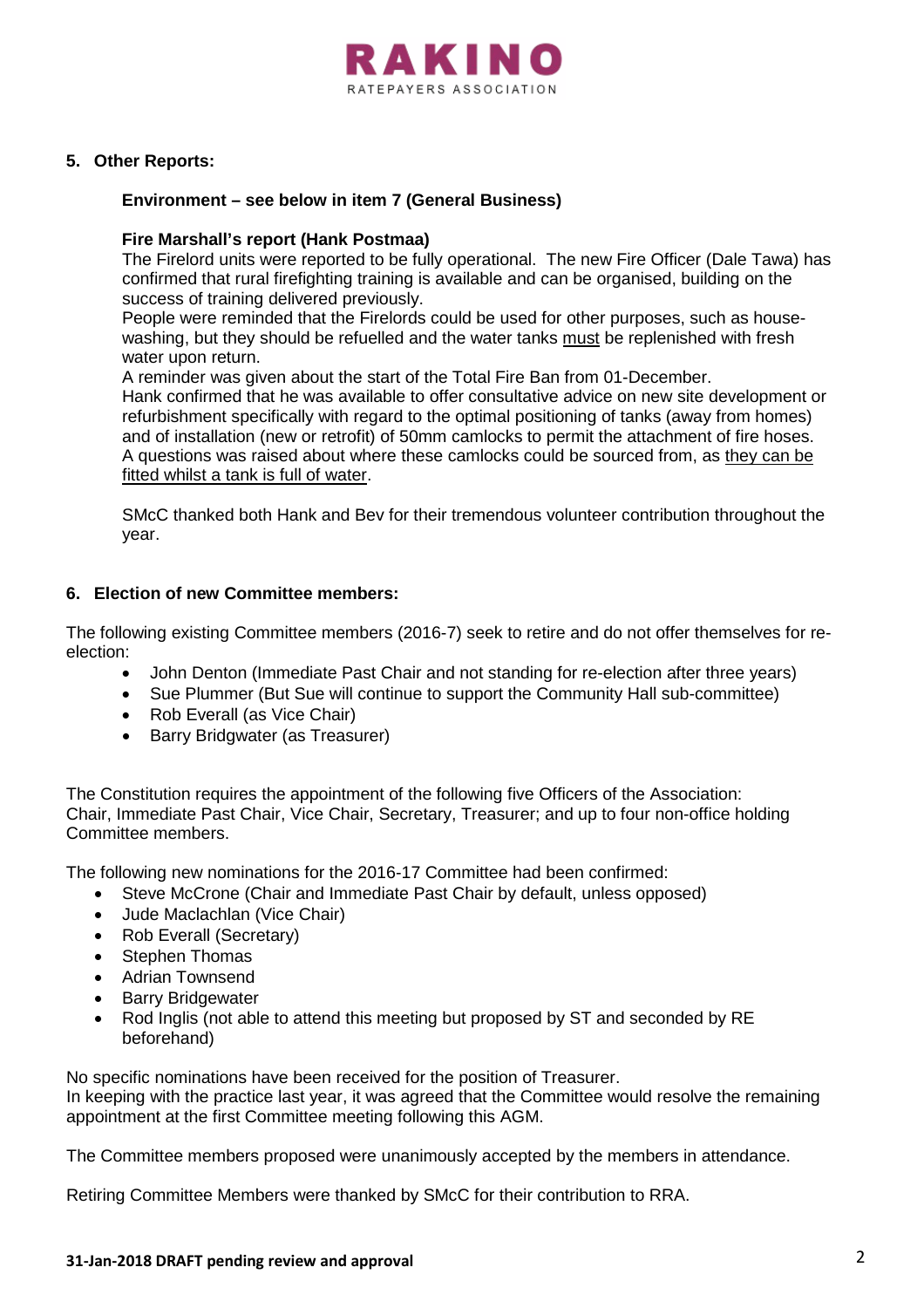## 5. Other Reports:

### Environment – see below in item 7 (General Business)

### Fire Marshall's report (Hank Postmaa)

The Firelord units were reported to be fully operational. The new Fire Officer (Dale Tawa) has confirmed that rural firefighting training is available and can be organised, building on the success of training delivered previously.

People were reminded that the Firelords could be used for other purposes, such as house-washing, but they should be refuelled and the water tanks <u>must</u> be replenished with fresh water upon return.

A reminder was given about the start of the Total Fire Ban from 01-December.

Hank confirmed that he was available to offer consultative advice on new site development or refurbishment specifically with regard to the optimal positioning of tanks (away from homes) and of installation (new or retrofit) of 50mm camlocks to permit the attachment of fire hoses.

A questions was raised about where these camlocks could be sourced from, as <u>they can be fitted whilst a tank is full of water</u>.

SMcC thanked both Hank and Bev for their tremendous volunteer contribution throughout the year.

## 6. Election of new Committee members:

The following existing Committee members (2016-7) seek to retire and do not offer themselves for re-election:

- John Denton (Immediate Past Chair and not standing for re-election after three years)
- Sue Plummer (But Sue will continue to support the Community Hall sub-committee)
- Rob Everall (as Vice Chair)
- Barry Bridgwater (as Treasurer)

The Constitution requires the appointment of the following five Officers of the Association: Chair, Immediate Past Chair, Vice Chair, Secretary, Treasurer; and up to four non-office holding Committee members.

The following new nominations for the 2016-17 Committee had been confirmed:

- Steve McCrone (Chair and Immediate Past Chair by default, unless opposed)
- Jude Maclachlan (Vice Chair)
- Rob Everall (Secretary)
- Stephen Thomas
- Adrian Townsend
- Barry Bridgewater
- Rod Inglis (not able to attend this meeting but proposed by ST and seconded by RE beforehand)

No specific nominations have been received for the position of Treasurer.
In keeping with the practice last year, it was agreed that the Committee would resolve the remaining appointment at the first Committee meeting following this AGM.

The Committee members proposed were unanimously accepted by the members in attendance.

Retiring Committee Members were thanked by SMcC for their contribution to RRA.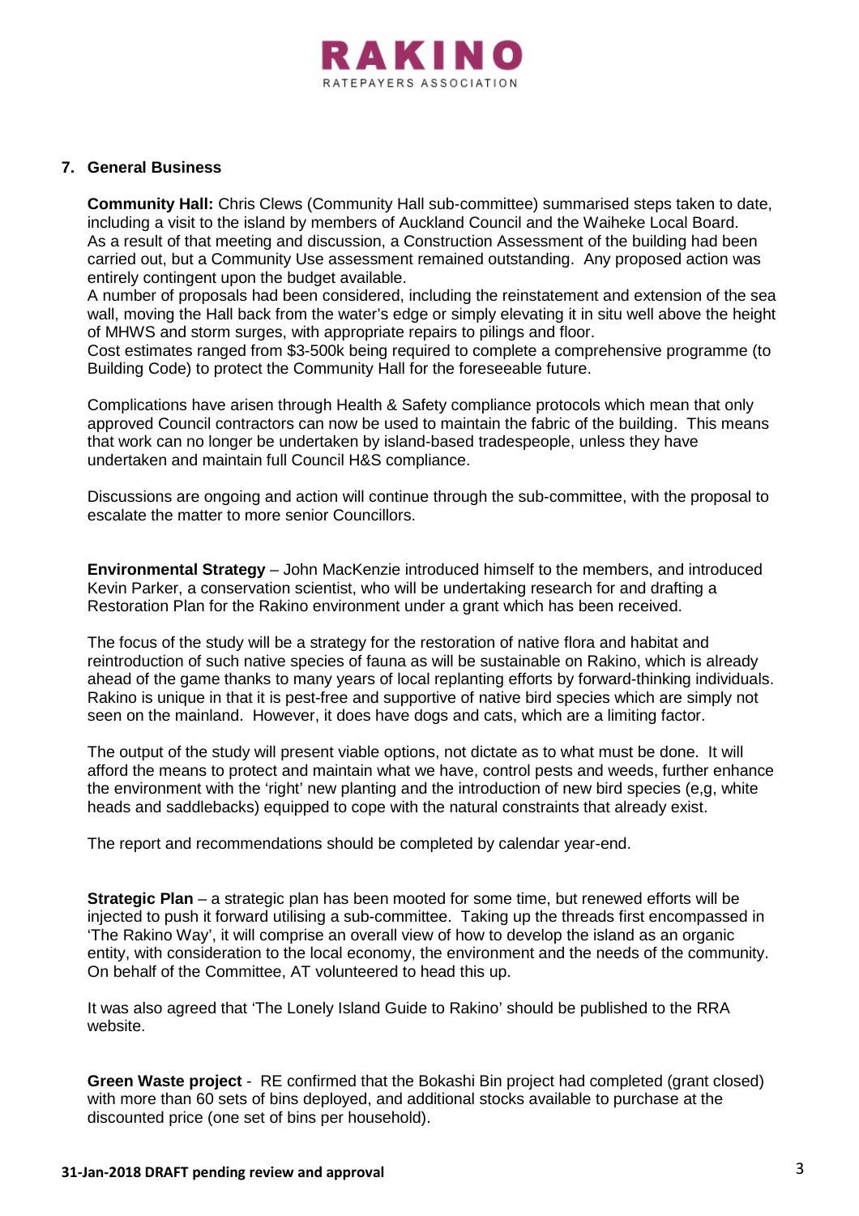## 7. General Business

**Community Hall:** Chris Clews (Community Hall sub-committee) summarised steps taken to date, including a visit to the island by members of Auckland Council and the Waiheke Local Board. As a result of that meeting and discussion, a Construction Assessment of the building had been carried out, but a Community Use assessment remained outstanding. Any proposed action was entirely contingent upon the budget available.

A number of proposals had been considered, including the reinstatement and extension of the sea wall, moving the Hall back from the water's edge or simply elevating it in situ well above the height of MHWS and storm surges, with appropriate repairs to pilings and floor.

Cost estimates ranged from $3-500k being required to complete a comprehensive programme (to Building Code) to protect the Community Hall for the foreseeable future.

Complications have arisen through Health & Safety compliance protocols which mean that only approved Council contractors can now be used to maintain the fabric of the building. This means that work can no longer be undertaken by island-based tradespeople, unless they have undertaken and maintain full Council H&S compliance.

Discussions are ongoing and action will continue through the sub-committee, with the proposal to escalate the matter to more senior Councillors.

**Environmental Strategy** – John MacKenzie introduced himself to the members, and introduced Kevin Parker, a conservation scientist, who will be undertaking research for and drafting a Restoration Plan for the Rakino environment under a grant which has been received.

The focus of the study will be a strategy for the restoration of native flora and habitat and reintroduction of such native species of fauna as will be sustainable on Rakino, which is already ahead of the game thanks to many years of local replanting efforts by forward-thinking individuals. Rakino is unique in that it is pest-free and supportive of native bird species which are simply not seen on the mainland. However, it does have dogs and cats, which are a limiting factor.

The output of the study will present viable options, not dictate as to what must be done. It will afford the means to protect and maintain what we have, control pests and weeds, further enhance the environment with the 'right' new planting and the introduction of new bird species (e,g, white heads and saddlebacks) equipped to cope with the natural constraints that already exist.

The report and recommendations should be completed by calendar year-end.

**Strategic Plan** – a strategic plan has been mooted for some time, but renewed efforts will be injected to push it forward utilising a sub-committee. Taking up the threads first encompassed in 'The Rakino Way', it will comprise an overall view of how to develop the island as an organic entity, with consideration to the local economy, the environment and the needs of the community. On behalf of the Committee, AT volunteered to head this up.

It was also agreed that 'The Lonely Island Guide to Rakino' should be published to the RRA website.

**Green Waste project** - RE confirmed that the Bokashi Bin project had completed (grant closed) with more than 60 sets of bins deployed, and additional stocks available to purchase at the discounted price (one set of bins per household).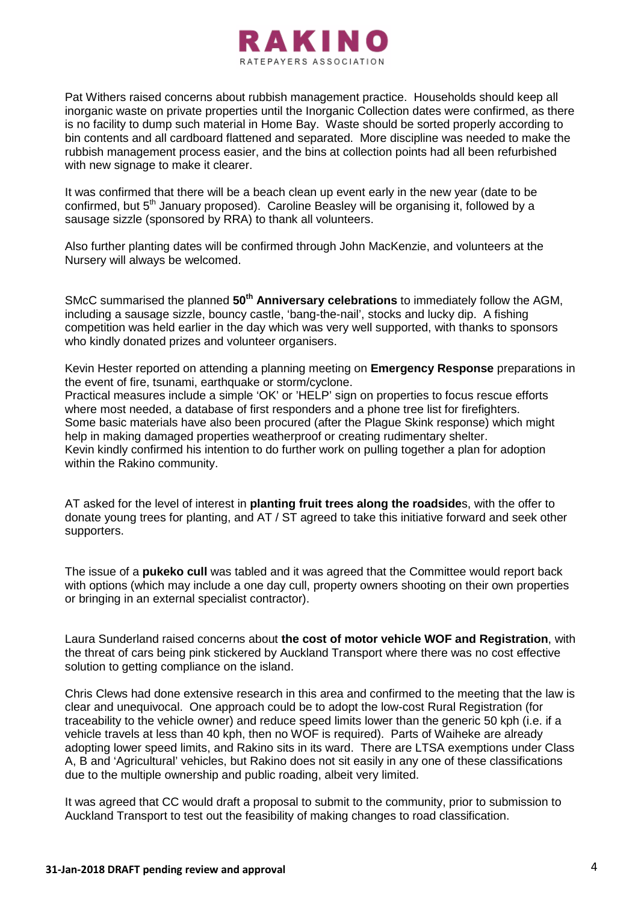Pat Withers raised concerns about rubbish management practice. Households should keep all inorganic waste on private properties until the Inorganic Collection dates were confirmed, as there is no facility to dump such material in Home Bay. Waste should be sorted properly according to bin contents and all cardboard flattened and separated. More discipline was needed to make the rubbish management process easier, and the bins at collection points had all been refurbished with new signage to make it clearer.

It was confirmed that there will be a beach clean up event early in the new year (date to be confirmed, but 5th January proposed). Caroline Beasley will be organising it, followed by a sausage sizzle (sponsored by RRA) to thank all volunteers.

Also further planting dates will be confirmed through John MacKenzie, and volunteers at the Nursery will always be welcomed.

SMcC summarised the planned **50th Anniversary celebrations** to immediately follow the AGM, including a sausage sizzle, bouncy castle, 'bang-the-nail', stocks and lucky dip. A fishing competition was held earlier in the day which was very well supported, with thanks to sponsors who kindly donated prizes and volunteer organisers.

Kevin Hester reported on attending a planning meeting on **Emergency Response** preparations in the event of fire, tsunami, earthquake or storm/cyclone.
Practical measures include a simple 'OK' or 'HELP' sign on properties to focus rescue efforts where most needed, a database of first responders and a phone tree list for firefighters.
Some basic materials have also been procured (after the Plague Skink response) which might help in making damaged properties weatherproof or creating rudimentary shelter.
Kevin kindly confirmed his intention to do further work on pulling together a plan for adoption within the Rakino community.

AT asked for the level of interest in **planting fruit trees along the roadside**s, with the offer to donate young trees for planting, and AT / ST agreed to take this initiative forward and seek other supporters.

The issue of a **pukeko cull** was tabled and it was agreed that the Committee would report back with options (which may include a one day cull, property owners shooting on their own properties or bringing in an external specialist contractor).

Laura Sunderland raised concerns about **the cost of motor vehicle WOF and Registration**, with the threat of cars being pink stickered by Auckland Transport where there was no cost effective solution to getting compliance on the island.

Chris Clews had done extensive research in this area and confirmed to the meeting that the law is clear and unequivocal. One approach could be to adopt the low-cost Rural Registration (for traceability to the vehicle owner) and reduce speed limits lower than the generic 50 kph (i.e. if a vehicle travels at less than 40 kph, then no WOF is required). Parts of Waiheke are already adopting lower speed limits, and Rakino sits in its ward. There are LTSA exemptions under Class A, B and 'Agricultural' vehicles, but Rakino does not sit easily in any one of these classifications due to the multiple ownership and public roading, albeit very limited.

It was agreed that CC would draft a proposal to submit to the community, prior to submission to Auckland Transport to test out the feasibility of making changes to road classification.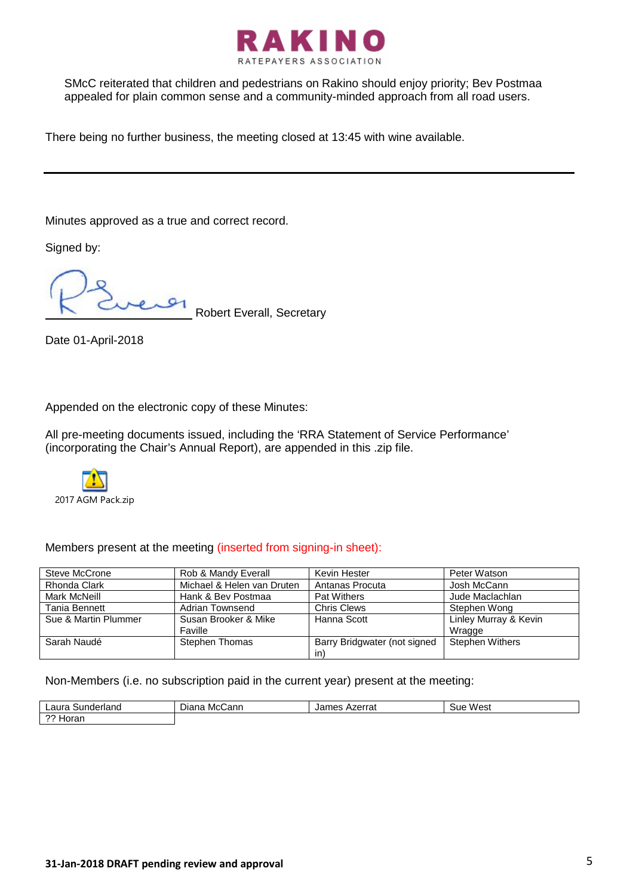SMcC reiterated that children and pedestrians on Rakino should enjoy priority; Bev Postmaa appealed for plain common sense and a community-minded approach from all road users.

There being no further business, the meeting closed at 13:45 with wine available.

---

Minutes approved as a true and correct record.

Signed by:

Robert Everall, Secretary

Date 01-April-2018

Appended on the electronic copy of these Minutes:

All pre-meeting documents issued, including the 'RRA Statement of Service Performance' (incorporating the Chair's Annual Report), are appended in this .zip file.

2017 AGM Pack.zip

Members present at the meeting (inserted from signing-in sheet):

| | | | |
|---|---|---|---|
| Steve McCrone | Rob & Mandy Everall | Kevin Hester | Peter Watson |
| Rhonda Clark | Michael & Helen van Druten | Antanas Procuta | Josh McCann |
| Mark McNeill | Hank & Bev Postmaa | Pat Withers | Jude Maclachlan |
| Tania Bennett | Adrian Townsend | Chris Clews | Stephen Wong |
| Sue & Martin Plummer | Susan Brooker & Mike Faville | Hanna Scott | Linley Murray & Kevin Wragge |
| Sarah Naudé | Stephen Thomas | Barry Bridgwater (not signed in) | Stephen Withers |

Non-Members (i.e. no subscription paid in the current year) present at the meeting:

| | | | |
|---|---|---|---|
| Laura Sunderland | Diana McCann | James Azerrat | Sue West |
| ?? Horan | | | |

**31-Jan-2018 DRAFT pending review and approval**